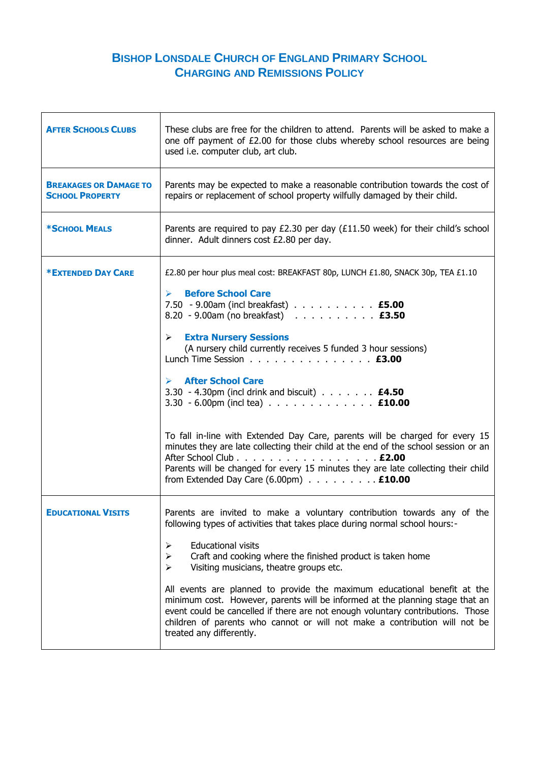# Bishop Lonsdale Church of England Primary School
## Charging and Remissions Policy

| | |
|---|---|
| **After Schools Clubs** | These clubs are free for the children to attend. Parents will be asked to make a one off payment of £2.00 for those clubs whereby school resources are being used i.e. computer club, art club. |
| **Breakages or Damage to School Property** | Parents may be expected to make a reasonable contribution towards the cost of repairs or replacement of school property wilfully damaged by their child. |
| ***School Meals** | Parents are required to pay £2.30 per day (£11.50 week) for their child's school dinner. Adult dinners cost £2.80 per day. |
| ***Extended Day Care** | £2.80 per hour plus meal cost: BREAKFAST 80p, LUNCH £1.80, SNACK 30p, TEA £1.10<br><br>➢ **Before School Care**<br>7.50 - 9.00am (incl breakfast) . . . . . . . . . . **£5.00**<br>8.20 - 9.00am (no breakfast) . . . . . . . . . . **£3.50**<br><br>➢ **Extra Nursery Sessions**<br>(A nursery child currently receives 5 funded 3 hour sessions)<br>Lunch Time Session . . . . . . . . . . . . . . . **£3.00**<br><br>➢ **After School Care**<br>3.30 - 4.30pm (incl drink and biscuit) . . . . . . . **£4.50**<br>3.30 - 6.00pm (incl tea) . . . . . . . . . . . . . **£10.00**<br><br>To fall in-line with Extended Day Care, parents will be charged for every 15 minutes they are late collecting their child at the end of the school session or an After School Club . . . . . . . . . . . . . . . . . **£2.00**<br>Parents will be changed for every 15 minutes they are late collecting their child from Extended Day Care (6.00pm) . . . . . . . . . **£10.00** |
| **Educational Visits** | Parents are invited to make a voluntary contribution towards any of the following types of activities that takes place during normal school hours:-<br><br>➢ Educational visits<br>➢ Craft and cooking where the finished product is taken home<br>➢ Visiting musicians, theatre groups etc.<br><br>All events are planned to provide the maximum educational benefit at the minimum cost. However, parents will be informed at the planning stage that an event could be cancelled if there are not enough voluntary contributions. Those children of parents who cannot or will not make a contribution will not be treated any differently. |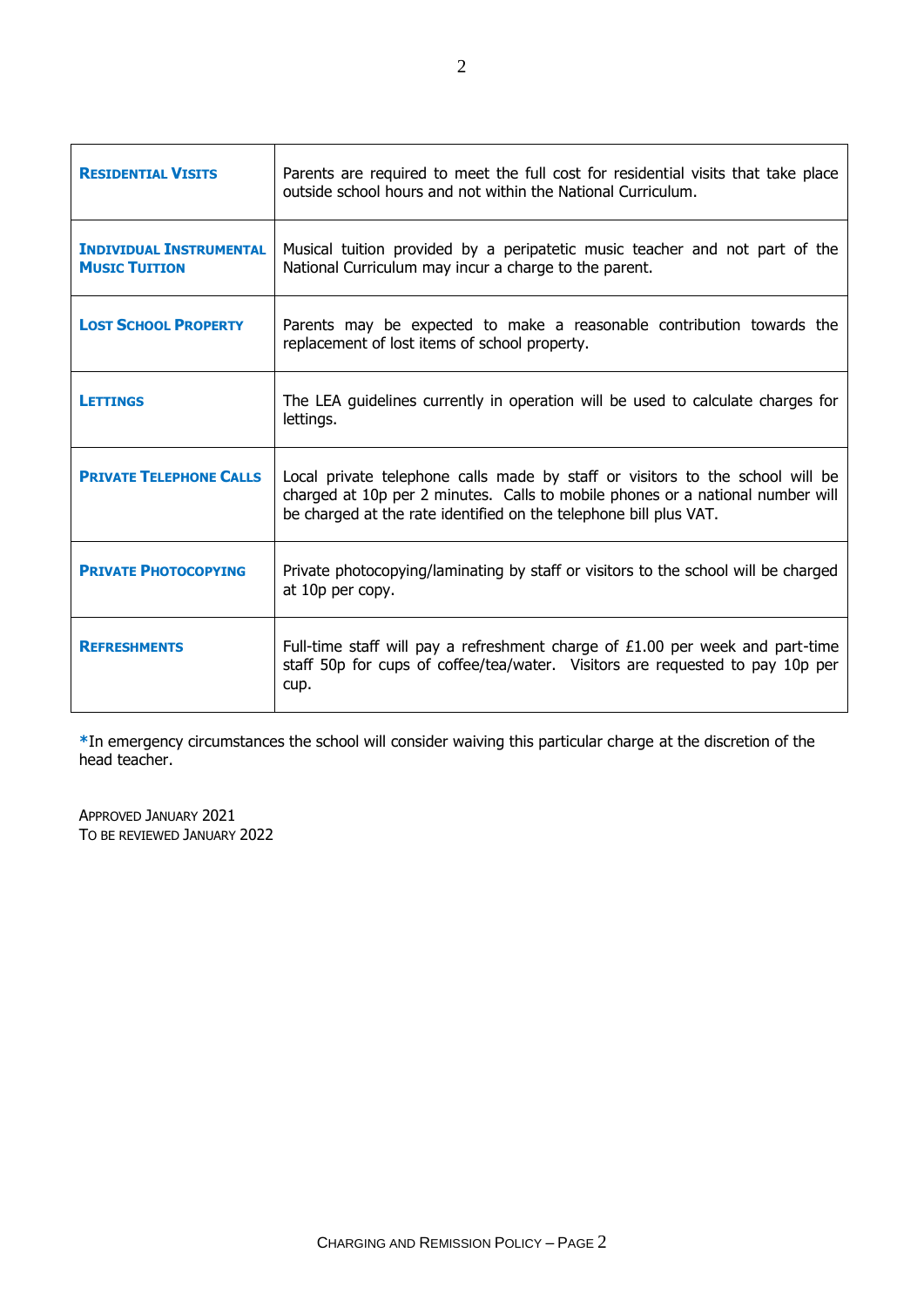| | |
|---|---|
| **Residential Visits** | Parents are required to meet the full cost for residential visits that take place outside school hours and not within the National Curriculum. |
| **Individual Instrumental Music Tuition** | Musical tuition provided by a peripatetic music teacher and not part of the National Curriculum may incur a charge to the parent. |
| **Lost School Property** | Parents may be expected to make a reasonable contribution towards the replacement of lost items of school property. |
| **Lettings** | The LEA guidelines currently in operation will be used to calculate charges for lettings. |
| **Private Telephone Calls** | Local private telephone calls made by staff or visitors to the school will be charged at 10p per 2 minutes. Calls to mobile phones or a national number will be charged at the rate identified on the telephone bill plus VAT. |
| **Private Photocopying** | Private photocopying/laminating by staff or visitors to the school will be charged at 10p per copy. |
| **Refreshments** | Full-time staff will pay a refreshment charge of £1.00 per week and part-time staff 50p for cups of coffee/tea/water. Visitors are requested to pay 10p per cup. |

*In emergency circumstances the school will consider waiving this particular charge at the discretion of the head teacher.

Approved January 2021
To be reviewed January 2022